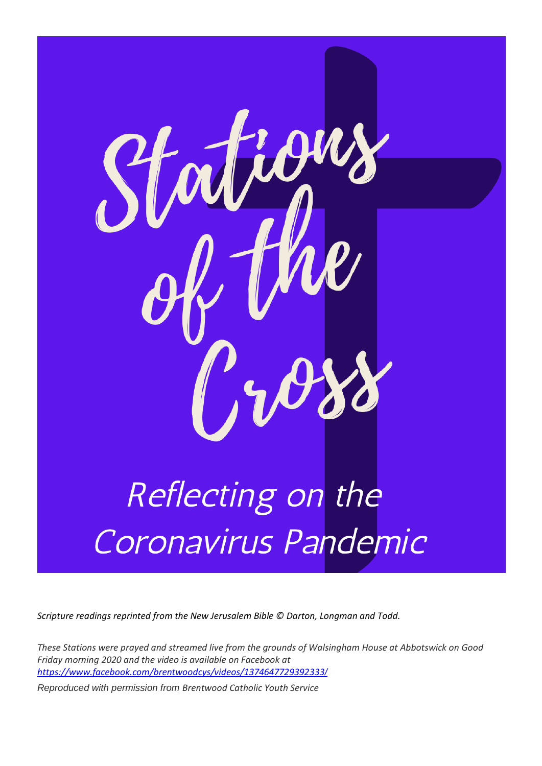# Stations of the Cross

## Reflecting on the Coronavirus Pandemic

*Scripture readings reprinted from the New Jerusalem Bible © Darton, Longman and Todd.*

*These Stations were prayed and streamed live from the grounds of Walsingham House at Abbotswick on Good Friday morning 2020 and the video is available on Facebook at [https://www.facebook.com/brentwoodcys/videos/1374647729392333/](https://www.facebook.com/brentwoodcys/videos/1374647729392333/)*

*Reproduced with permission from Brentwood Catholic Youth Service*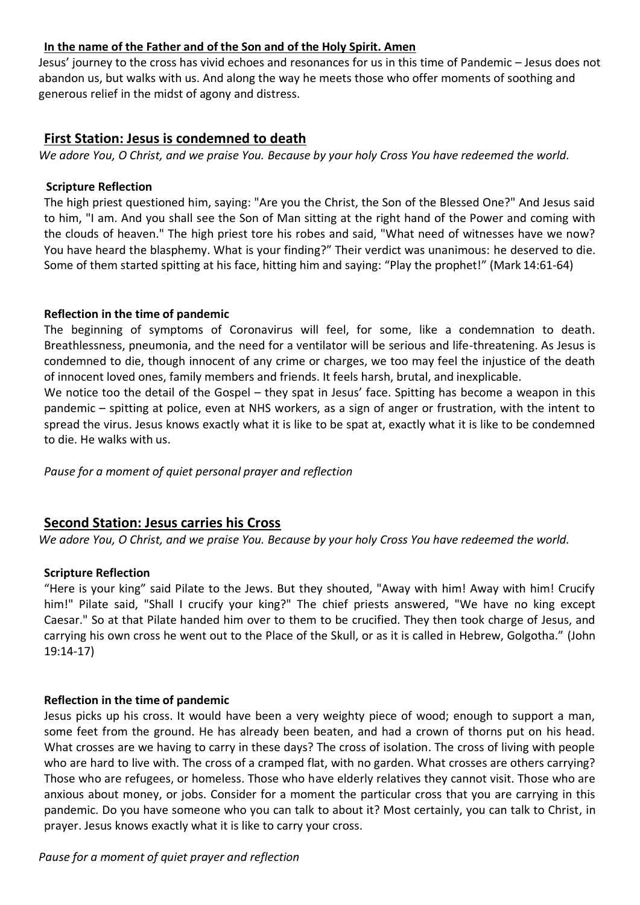**In the name of the Father and of the Son and of the Holy Spirit. Amen**

Jesus' journey to the cross has vivid echoes and resonances for us in this time of Pandemic – Jesus does not abandon us, but walks with us. And along the way he meets those who offer moments of soothing and generous relief in the midst of agony and distress.

## First Station: Jesus is condemned to death

*We adore You, O Christ, and we praise You. Because by your holy Cross You have redeemed the world.*

**Scripture Reflection**

The high priest questioned him, saying: "Are you the Christ, the Son of the Blessed One?" And Jesus said to him, "I am. And you shall see the Son of Man sitting at the right hand of the Power and coming with the clouds of heaven." The high priest tore his robes and said, "What need of witnesses have we now? You have heard the blasphemy. What is your finding?" Their verdict was unanimous: he deserved to die. Some of them started spitting at his face, hitting him and saying: "Play the prophet!" (Mark 14:61-64)

**Reflection in the time of pandemic**

The beginning of symptoms of Coronavirus will feel, for some, like a condemnation to death. Breathlessness, pneumonia, and the need for a ventilator will be serious and life-threatening. As Jesus is condemned to die, though innocent of any crime or charges, we too may feel the injustice of the death of innocent loved ones, family members and friends. It feels harsh, brutal, and inexplicable.

We notice too the detail of the Gospel – they spat in Jesus' face. Spitting has become a weapon in this pandemic – spitting at police, even at NHS workers, as a sign of anger or frustration, with the intent to spread the virus. Jesus knows exactly what it is like to be spat at, exactly what it is like to be condemned to die. He walks with us.

*Pause for a moment of quiet personal prayer and reflection*

## Second Station: Jesus carries his Cross

*We adore You, O Christ, and we praise You. Because by your holy Cross You have redeemed the world.*

**Scripture Reflection**

"Here is your king" said Pilate to the Jews. But they shouted, "Away with him! Away with him! Crucify him!" Pilate said, "Shall I crucify your king?" The chief priests answered, "We have no king except Caesar." So at that Pilate handed him over to them to be crucified. They then took charge of Jesus, and carrying his own cross he went out to the Place of the Skull, or as it is called in Hebrew, Golgotha." (John 19:14-17)

**Reflection in the time of pandemic**

Jesus picks up his cross. It would have been a very weighty piece of wood; enough to support a man, some feet from the ground. He has already been beaten, and had a crown of thorns put on his head. What crosses are we having to carry in these days? The cross of isolation. The cross of living with people who are hard to live with. The cross of a cramped flat, with no garden. What crosses are others carrying? Those who are refugees, or homeless. Those who have elderly relatives they cannot visit. Those who are anxious about money, or jobs. Consider for a moment the particular cross that you are carrying in this pandemic. Do you have someone who you can talk to about it? Most certainly, you can talk to Christ, in prayer. Jesus knows exactly what it is like to carry your cross.

*Pause for a moment of quiet prayer and reflection*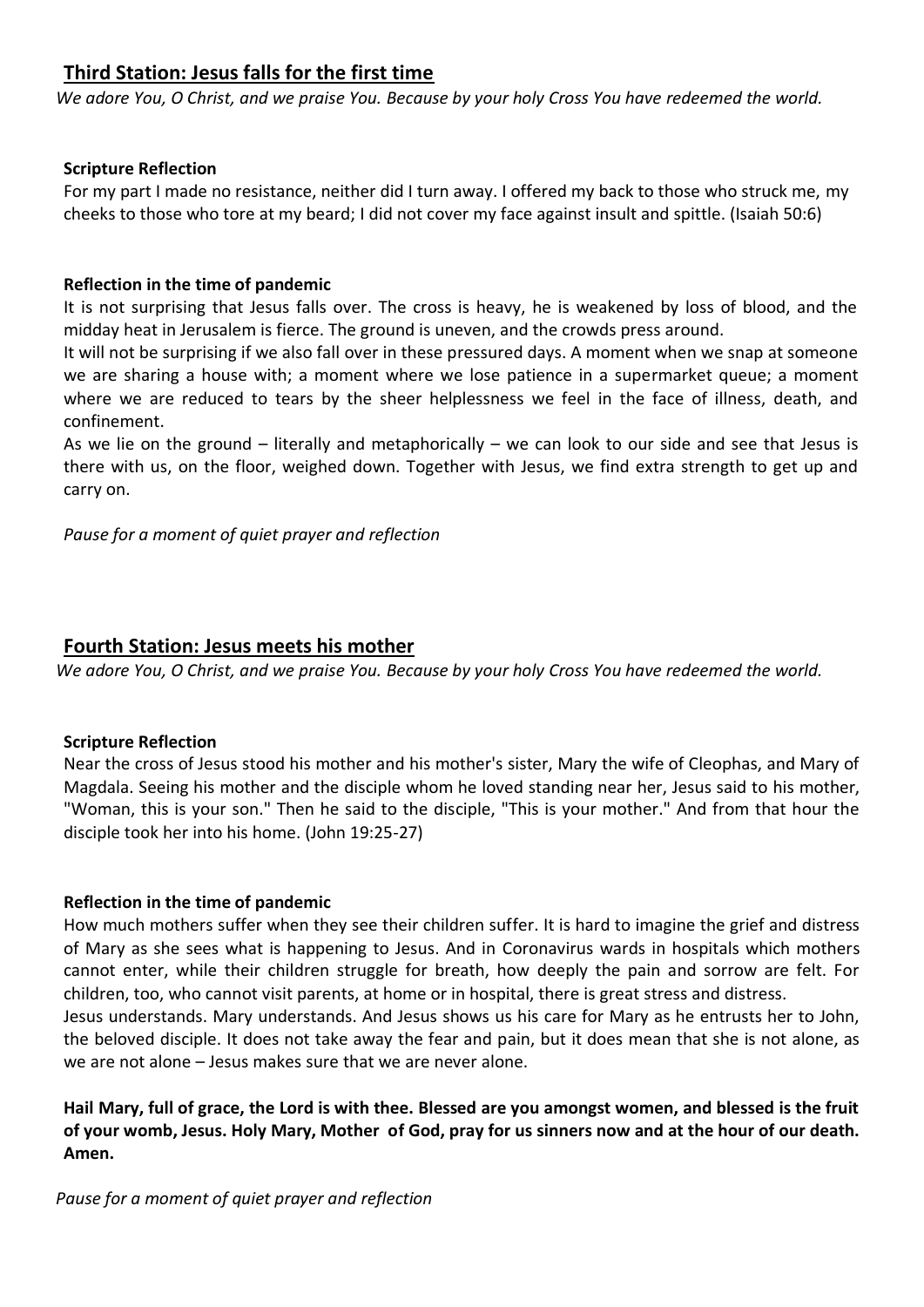## Third Station: Jesus falls for the first time

*We adore You, O Christ, and we praise You. Because by your holy Cross You have redeemed the world.*

**Scripture Reflection**

For my part I made no resistance, neither did I turn away. I offered my back to those who struck me, my cheeks to those who tore at my beard; I did not cover my face against insult and spittle. (Isaiah 50:6)

**Reflection in the time of pandemic**

It is not surprising that Jesus falls over. The cross is heavy, he is weakened by loss of blood, and the midday heat in Jerusalem is fierce. The ground is uneven, and the crowds press around.

It will not be surprising if we also fall over in these pressured days. A moment when we snap at someone we are sharing a house with; a moment where we lose patience in a supermarket queue; a moment where we are reduced to tears by the sheer helplessness we feel in the face of illness, death, and confinement.

As we lie on the ground – literally and metaphorically – we can look to our side and see that Jesus is there with us, on the floor, weighed down. Together with Jesus, we find extra strength to get up and carry on.

*Pause for a moment of quiet prayer and reflection*

## Fourth Station: Jesus meets his mother

*We adore You, O Christ, and we praise You. Because by your holy Cross You have redeemed the world.*

**Scripture Reflection**

Near the cross of Jesus stood his mother and his mother's sister, Mary the wife of Cleophas, and Mary of Magdala. Seeing his mother and the disciple whom he loved standing near her, Jesus said to his mother, "Woman, this is your son." Then he said to the disciple, "This is your mother." And from that hour the disciple took her into his home. (John 19:25-27)

**Reflection in the time of pandemic**

How much mothers suffer when they see their children suffer. It is hard to imagine the grief and distress of Mary as she sees what is happening to Jesus. And in Coronavirus wards in hospitals which mothers cannot enter, while their children struggle for breath, how deeply the pain and sorrow are felt. For children, too, who cannot visit parents, at home or in hospital, there is great stress and distress.

Jesus understands. Mary understands. And Jesus shows us his care for Mary as he entrusts her to John, the beloved disciple. It does not take away the fear and pain, but it does mean that she is not alone, as we are not alone – Jesus makes sure that we are never alone.

**Hail Mary, full of grace, the Lord is with thee. Blessed are you amongst women, and blessed is the fruit of your womb, Jesus. Holy Mary, Mother of God, pray for us sinners now and at the hour of our death. Amen.**

*Pause for a moment of quiet prayer and reflection*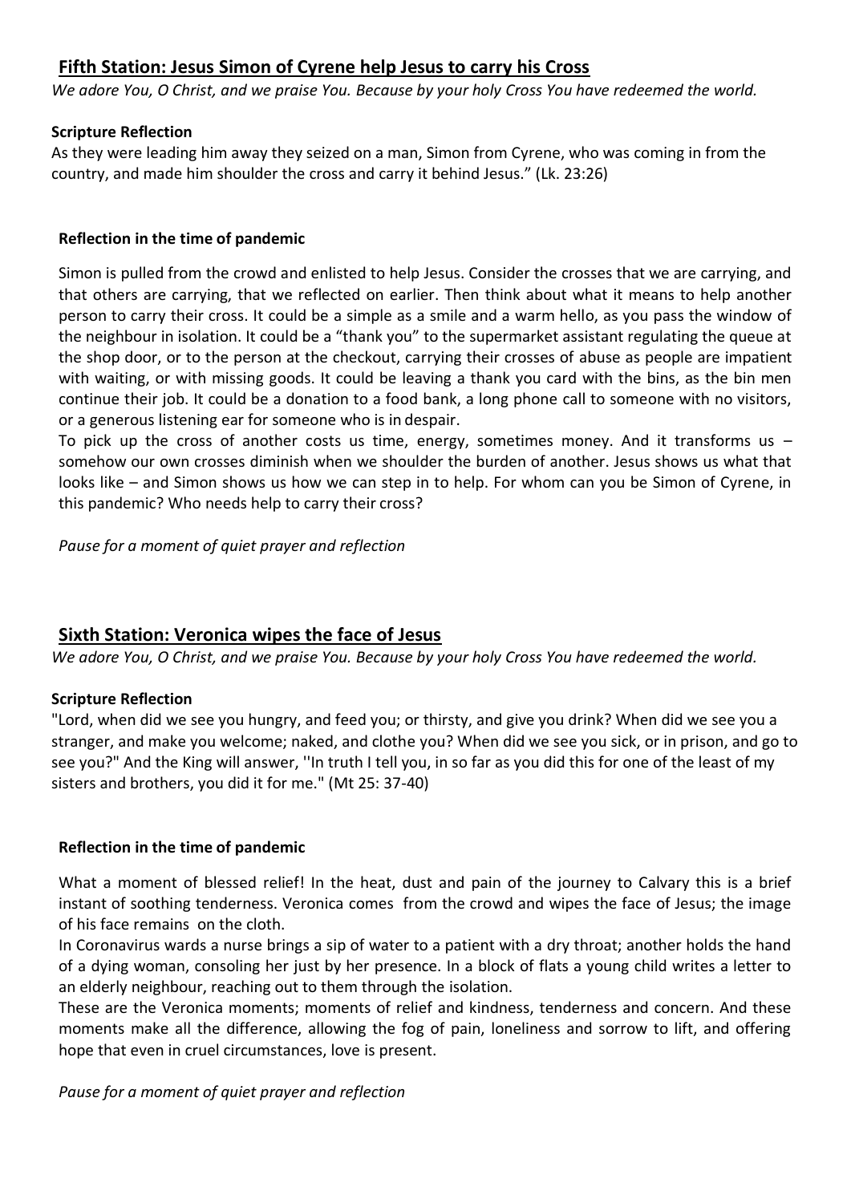## Fifth Station: Jesus Simon of Cyrene help Jesus to carry his Cross

*We adore You, O Christ, and we praise You. Because by your holy Cross You have redeemed the world.*

**Scripture Reflection**

As they were leading him away they seized on a man, Simon from Cyrene, who was coming in from the country, and made him shoulder the cross and carry it behind Jesus." (Lk. 23:26)

**Reflection in the time of pandemic**

Simon is pulled from the crowd and enlisted to help Jesus. Consider the crosses that we are carrying, and that others are carrying, that we reflected on earlier. Then think about what it means to help another person to carry their cross. It could be a simple as a smile and a warm hello, as you pass the window of the neighbour in isolation. It could be a "thank you" to the supermarket assistant regulating the queue at the shop door, or to the person at the checkout, carrying their crosses of abuse as people are impatient with waiting, or with missing goods. It could be leaving a thank you card with the bins, as the bin men continue their job. It could be a donation to a food bank, a long phone call to someone with no visitors, or a generous listening ear for someone who is in despair.

To pick up the cross of another costs us time, energy, sometimes money. And it transforms us – somehow our own crosses diminish when we shoulder the burden of another. Jesus shows us what that looks like – and Simon shows us how we can step in to help. For whom can you be Simon of Cyrene, in this pandemic? Who needs help to carry their cross?

*Pause for a moment of quiet prayer and reflection*

## Sixth Station: Veronica wipes the face of Jesus

*We adore You, O Christ, and we praise You. Because by your holy Cross You have redeemed the world.*

**Scripture Reflection**

"Lord, when did we see you hungry, and feed you; or thirsty, and give you drink? When did we see you a stranger, and make you welcome; naked, and clothe you? When did we see you sick, or in prison, and go to see you?" And the King will answer, ''In truth I tell you, in so far as you did this for one of the least of my sisters and brothers, you did it for me." (Mt 25: 37-40)

**Reflection in the time of pandemic**

What a moment of blessed relief! In the heat, dust and pain of the journey to Calvary this is a brief instant of soothing tenderness. Veronica comes from the crowd and wipes the face of Jesus; the image of his face remains on the cloth.

In Coronavirus wards a nurse brings a sip of water to a patient with a dry throat; another holds the hand of a dying woman, consoling her just by her presence. In a block of flats a young child writes a letter to an elderly neighbour, reaching out to them through the isolation.

These are the Veronica moments; moments of relief and kindness, tenderness and concern. And these moments make all the difference, allowing the fog of pain, loneliness and sorrow to lift, and offering hope that even in cruel circumstances, love is present.

*Pause for a moment of quiet prayer and reflection*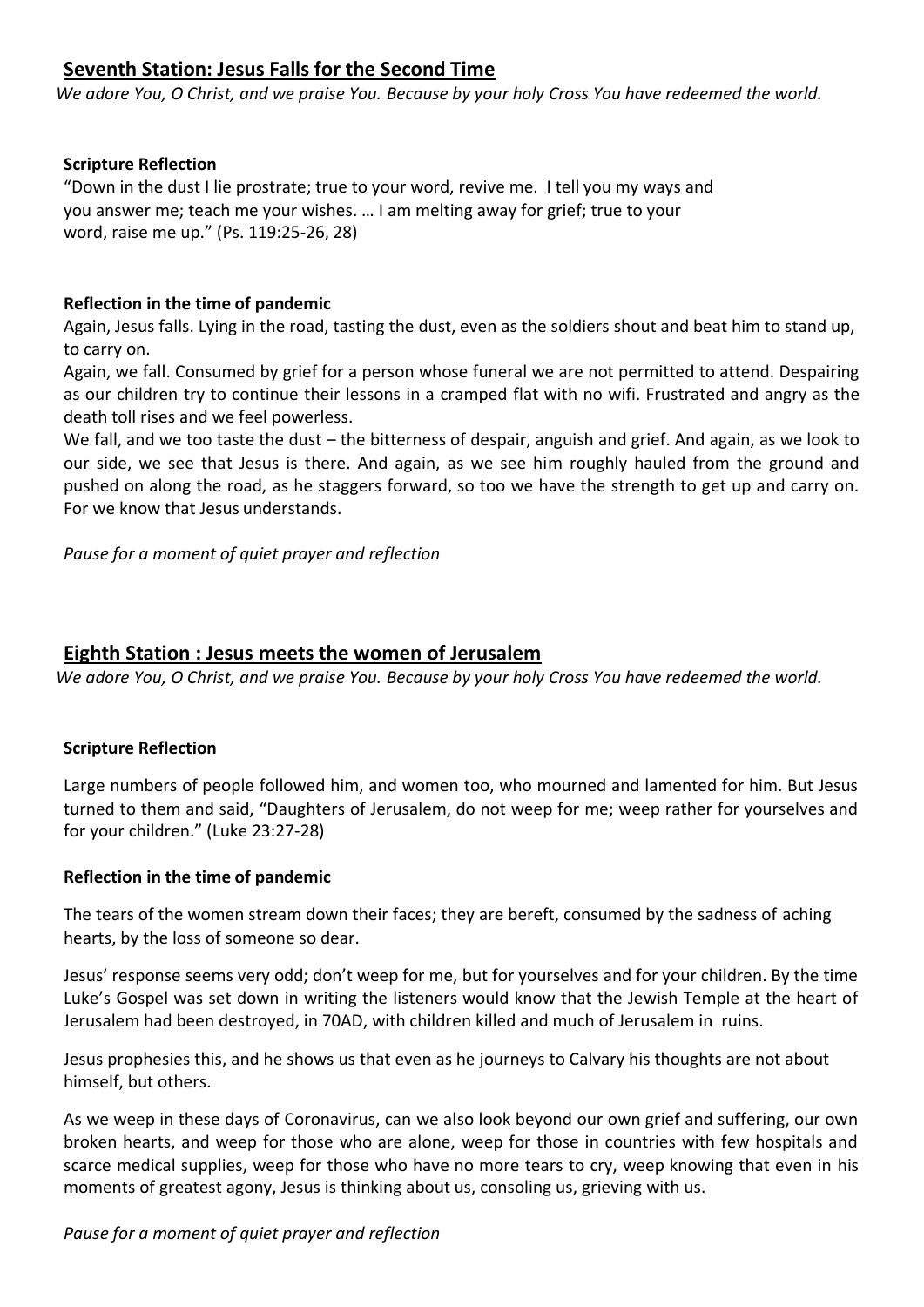## Seventh Station: Jesus Falls for the Second Time

*We adore You, O Christ, and we praise You. Because by your holy Cross You have redeemed the world.*

**Scripture Reflection**

"Down in the dust I lie prostrate; true to your word, revive me. I tell you my ways and you answer me; teach me your wishes. … I am melting away for grief; true to your word, raise me up." (Ps. 119:25-26, 28)

**Reflection in the time of pandemic**

Again, Jesus falls. Lying in the road, tasting the dust, even as the soldiers shout and beat him to stand up, to carry on.

Again, we fall. Consumed by grief for a person whose funeral we are not permitted to attend. Despairing as our children try to continue their lessons in a cramped flat with no wifi. Frustrated and angry as the death toll rises and we feel powerless.

We fall, and we too taste the dust – the bitterness of despair, anguish and grief. And again, as we look to our side, we see that Jesus is there. And again, as we see him roughly hauled from the ground and pushed on along the road, as he staggers forward, so too we have the strength to get up and carry on. For we know that Jesus understands.

*Pause for a moment of quiet prayer and reflection*

## Eighth Station : Jesus meets the women of Jerusalem

*We adore You, O Christ, and we praise You. Because by your holy Cross You have redeemed the world.*

**Scripture Reflection**

Large numbers of people followed him, and women too, who mourned and lamented for him. But Jesus turned to them and said, "Daughters of Jerusalem, do not weep for me; weep rather for yourselves and for your children." (Luke 23:27-28)

**Reflection in the time of pandemic**

The tears of the women stream down their faces; they are bereft, consumed by the sadness of aching hearts, by the loss of someone so dear.

Jesus' response seems very odd; don't weep for me, but for yourselves and for your children. By the time Luke's Gospel was set down in writing the listeners would know that the Jewish Temple at the heart of Jerusalem had been destroyed, in 70AD, with children killed and much of Jerusalem in ruins.

Jesus prophesies this, and he shows us that even as he journeys to Calvary his thoughts are not about himself, but others.

As we weep in these days of Coronavirus, can we also look beyond our own grief and suffering, our own broken hearts, and weep for those who are alone, weep for those in countries with few hospitals and scarce medical supplies, weep for those who have no more tears to cry, weep knowing that even in his moments of greatest agony, Jesus is thinking about us, consoling us, grieving with us.

*Pause for a moment of quiet prayer and reflection*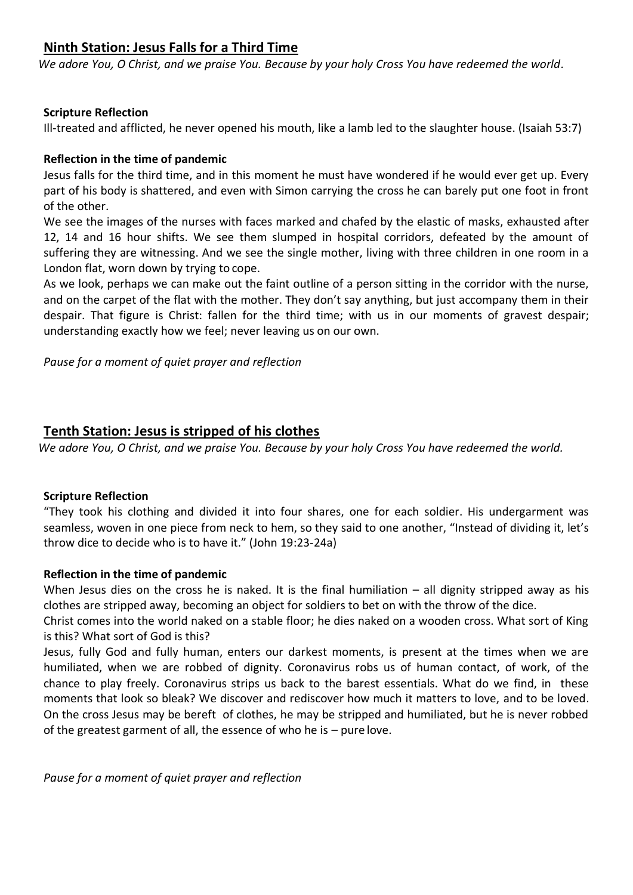## Ninth Station: Jesus Falls for a Third Time

*We adore You, O Christ, and we praise You. Because by your holy Cross You have redeemed the world*.

**Scripture Reflection**

Ill-treated and afflicted, he never opened his mouth, like a lamb led to the slaughter house. (Isaiah 53:7)

**Reflection in the time of pandemic**

Jesus falls for the third time, and in this moment he must have wondered if he would ever get up. Every part of his body is shattered, and even with Simon carrying the cross he can barely put one foot in front of the other.

We see the images of the nurses with faces marked and chafed by the elastic of masks, exhausted after 12, 14 and 16 hour shifts. We see them slumped in hospital corridors, defeated by the amount of suffering they are witnessing. And we see the single mother, living with three children in one room in a London flat, worn down by trying to cope.

As we look, perhaps we can make out the faint outline of a person sitting in the corridor with the nurse, and on the carpet of the flat with the mother. They don't say anything, but just accompany them in their despair. That figure is Christ: fallen for the third time; with us in our moments of gravest despair; understanding exactly how we feel; never leaving us on our own.

*Pause for a moment of quiet prayer and reflection*

## Tenth Station: Jesus is stripped of his clothes

*We adore You, O Christ, and we praise You. Because by your holy Cross You have redeemed the world.*

**Scripture Reflection**

"They took his clothing and divided it into four shares, one for each soldier. His undergarment was seamless, woven in one piece from neck to hem, so they said to one another, "Instead of dividing it, let's throw dice to decide who is to have it." (John 19:23-24a)

**Reflection in the time of pandemic**

When Jesus dies on the cross he is naked. It is the final humiliation – all dignity stripped away as his clothes are stripped away, becoming an object for soldiers to bet on with the throw of the dice.

Christ comes into the world naked on a stable floor; he dies naked on a wooden cross. What sort of King is this? What sort of God is this?

Jesus, fully God and fully human, enters our darkest moments, is present at the times when we are humiliated, when we are robbed of dignity. Coronavirus robs us of human contact, of work, of the chance to play freely. Coronavirus strips us back to the barest essentials. What do we find, in these moments that look so bleak? We discover and rediscover how much it matters to love, and to be loved. On the cross Jesus may be bereft of clothes, he may be stripped and humiliated, but he is never robbed of the greatest garment of all, the essence of who he is – pure love.

*Pause for a moment of quiet prayer and reflection*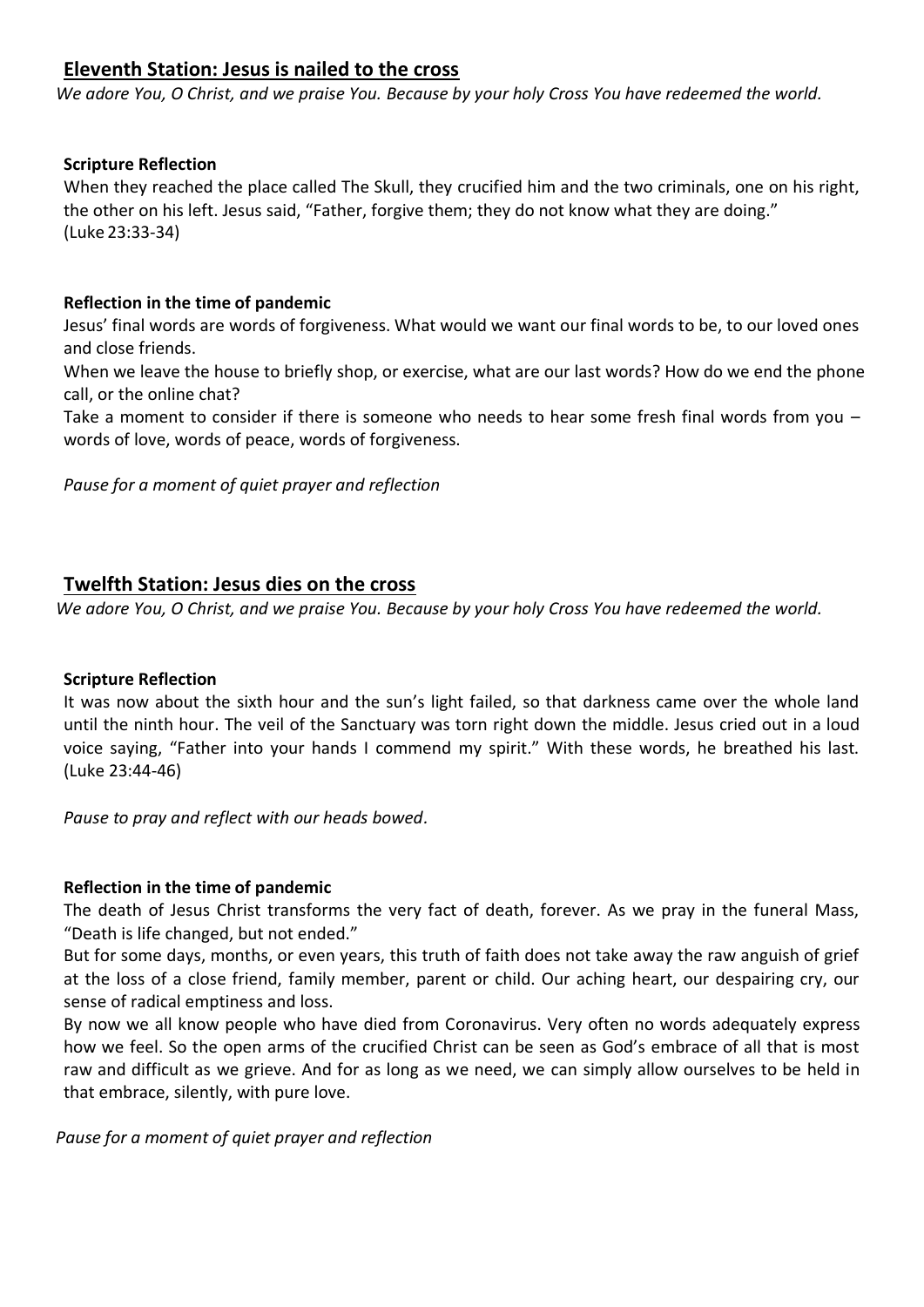## Eleventh Station: Jesus is nailed to the cross

*We adore You, O Christ, and we praise You. Because by your holy Cross You have redeemed the world.*

**Scripture Reflection**

When they reached the place called The Skull, they crucified him and the two criminals, one on his right, the other on his left. Jesus said, "Father, forgive them; they do not know what they are doing." (Luke 23:33-34)

**Reflection in the time of pandemic**

Jesus' final words are words of forgiveness. What would we want our final words to be, to our loved ones and close friends.

When we leave the house to briefly shop, or exercise, what are our last words? How do we end the phone call, or the online chat?

Take a moment to consider if there is someone who needs to hear some fresh final words from you – words of love, words of peace, words of forgiveness.

*Pause for a moment of quiet prayer and reflection*

## Twelfth Station: Jesus dies on the cross

*We adore You, O Christ, and we praise You. Because by your holy Cross You have redeemed the world.*

**Scripture Reflection**

It was now about the sixth hour and the sun's light failed, so that darkness came over the whole land until the ninth hour. The veil of the Sanctuary was torn right down the middle. Jesus cried out in a loud voice saying, "Father into your hands I commend my spirit." With these words, he breathed his last. (Luke 23:44-46)

*Pause to pray and reflect with our heads bowed.*

**Reflection in the time of pandemic**

The death of Jesus Christ transforms the very fact of death, forever. As we pray in the funeral Mass, "Death is life changed, but not ended."

But for some days, months, or even years, this truth of faith does not take away the raw anguish of grief at the loss of a close friend, family member, parent or child. Our aching heart, our despairing cry, our sense of radical emptiness and loss.

By now we all know people who have died from Coronavirus. Very often no words adequately express how we feel. So the open arms of the crucified Christ can be seen as God's embrace of all that is most raw and difficult as we grieve. And for as long as we need, we can simply allow ourselves to be held in that embrace, silently, with pure love.

*Pause for a moment of quiet prayer and reflection*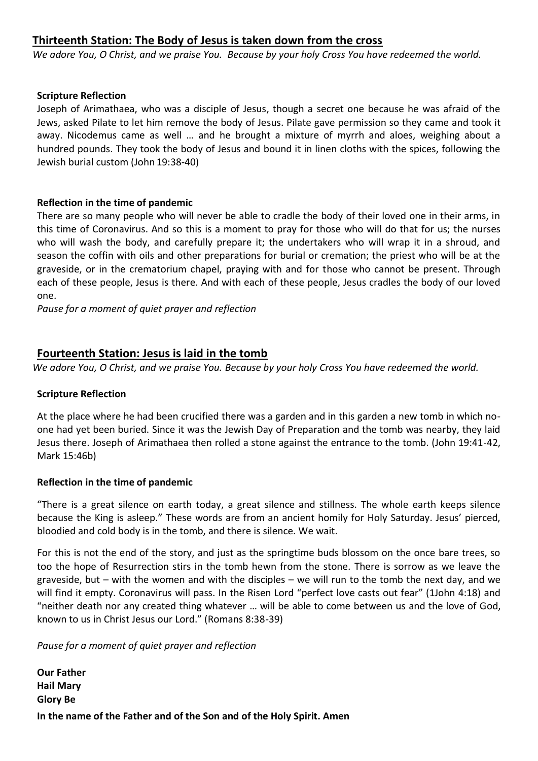## Thirteenth Station: The Body of Jesus is taken down from the cross

*We adore You, O Christ, and we praise You. Because by your holy Cross You have redeemed the world.*

**Scripture Reflection**

Joseph of Arimathaea, who was a disciple of Jesus, though a secret one because he was afraid of the Jews, asked Pilate to let him remove the body of Jesus. Pilate gave permission so they came and took it away. Nicodemus came as well … and he brought a mixture of myrrh and aloes, weighing about a hundred pounds. They took the body of Jesus and bound it in linen cloths with the spices, following the Jewish burial custom (John 19:38-40)

**Reflection in the time of pandemic**

There are so many people who will never be able to cradle the body of their loved one in their arms, in this time of Coronavirus. And so this is a moment to pray for those who will do that for us; the nurses who will wash the body, and carefully prepare it; the undertakers who will wrap it in a shroud, and season the coffin with oils and other preparations for burial or cremation; the priest who will be at the graveside, or in the crematorium chapel, praying with and for those who cannot be present. Through each of these people, Jesus is there. And with each of these people, Jesus cradles the body of our loved one.

*Pause for a moment of quiet prayer and reflection*

## Fourteenth Station: Jesus is laid in the tomb

*We adore You, O Christ, and we praise You. Because by your holy Cross You have redeemed the world.*

**Scripture Reflection**

At the place where he had been crucified there was a garden and in this garden a new tomb in which no-one had yet been buried. Since it was the Jewish Day of Preparation and the tomb was nearby, they laid Jesus there. Joseph of Arimathaea then rolled a stone against the entrance to the tomb. (John 19:41-42, Mark 15:46b)

**Reflection in the time of pandemic**

"There is a great silence on earth today, a great silence and stillness. The whole earth keeps silence because the King is asleep." These words are from an ancient homily for Holy Saturday. Jesus' pierced, bloodied and cold body is in the tomb, and there is silence. We wait.

For this is not the end of the story, and just as the springtime buds blossom on the once bare trees, so too the hope of Resurrection stirs in the tomb hewn from the stone. There is sorrow as we leave the graveside, but – with the women and with the disciples – we will run to the tomb the next day, and we will find it empty. Coronavirus will pass. In the Risen Lord "perfect love casts out fear" (1John 4:18) and "neither death nor any created thing whatever … will be able to come between us and the love of God, known to us in Christ Jesus our Lord." (Romans 8:38-39)

*Pause for a moment of quiet prayer and reflection*

**Our Father**
**Hail Mary**
**Glory Be**

**In the name of the Father and of the Son and of the Holy Spirit. Amen**